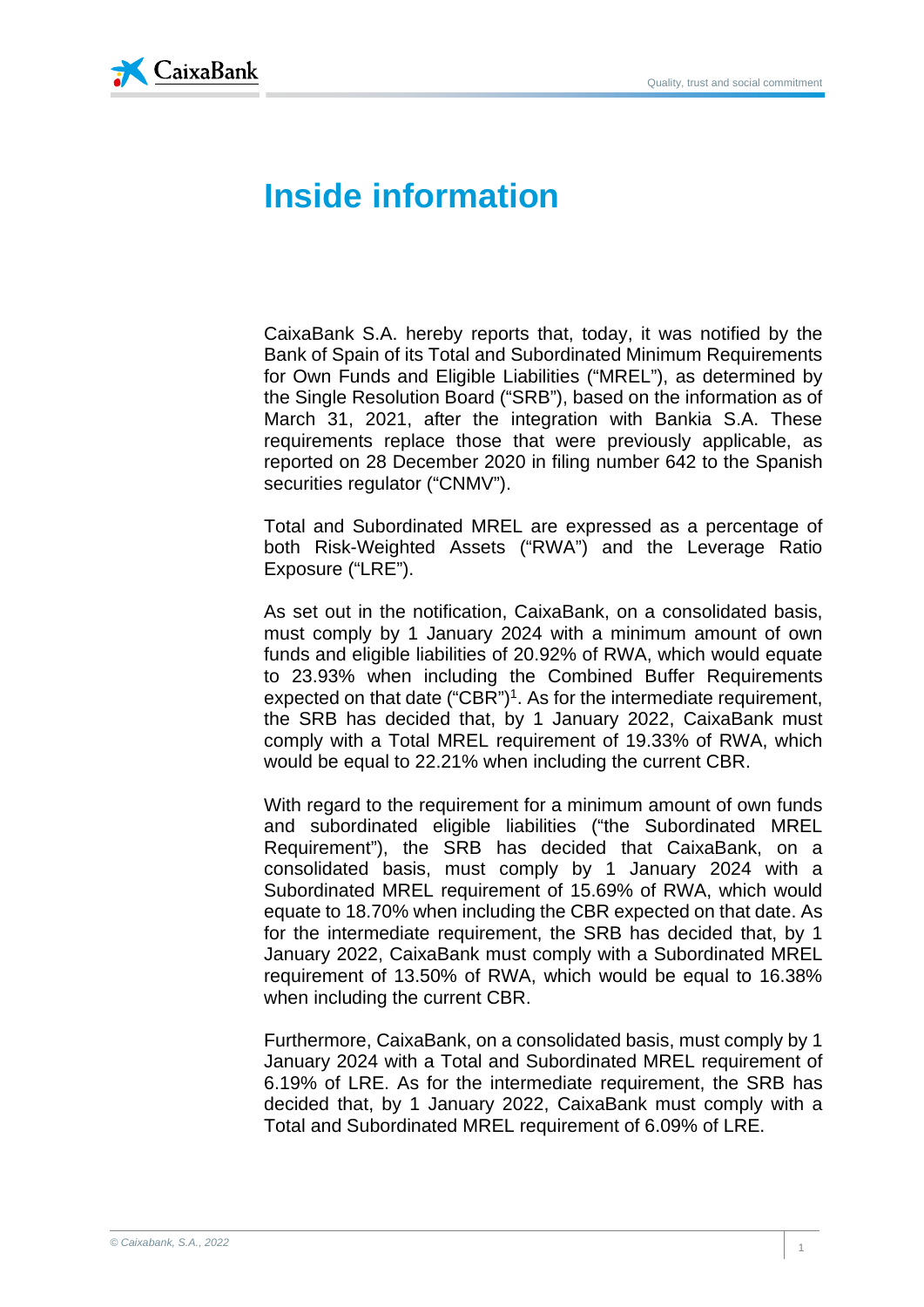# Inside information

CaixaBank S.A. hereby reports that, today, it was notified by the Bank of Spain of its Total and Subordinated Minimum Requirements for Own Funds and Eligible Liabilities ("MREL"), as determined by the Single Resolution Board ("SRB"), based on the information as of March 31, 2021, after the integration with Bankia S.A. These requirements replace those that were previously applicable, as reported on 28 December 2020 in filing number 642 to the Spanish securities regulator ("CNMV").

Total and Subordinated MREL are expressed as a percentage of both Risk-Weighted Assets ("RWA") and the Leverage Ratio Exposure ("LRE").

As set out in the notification, CaixaBank, on a consolidated basis, must comply by 1 January 2024 with a minimum amount of own funds and eligible liabilities of 20.92% of RWA, which would equate to 23.93% when including the Combined Buffer Requirements expected on that date ("CBR")[1]. As for the intermediate requirement, the SRB has decided that, by 1 January 2022, CaixaBank must comply with a Total MREL requirement of 19.33% of RWA, which would be equal to 22.21% when including the current CBR.

With regard to the requirement for a minimum amount of own funds and subordinated eligible liabilities ("the Subordinated MREL Requirement"), the SRB has decided that CaixaBank, on a consolidated basis, must comply by 1 January 2024 with a Subordinated MREL requirement of 15.69% of RWA, which would equate to 18.70% when including the CBR expected on that date. As for the intermediate requirement, the SRB has decided that, by 1 January 2022, CaixaBank must comply with a Subordinated MREL requirement of 13.50% of RWA, which would be equal to 16.38% when including the current CBR.

Furthermore, CaixaBank, on a consolidated basis, must comply by 1 January 2024 with a Total and Subordinated MREL requirement of 6.19% of LRE. As for the intermediate requirement, the SRB has decided that, by 1 January 2022, CaixaBank must comply with a Total and Subordinated MREL requirement of 6.09% of LRE.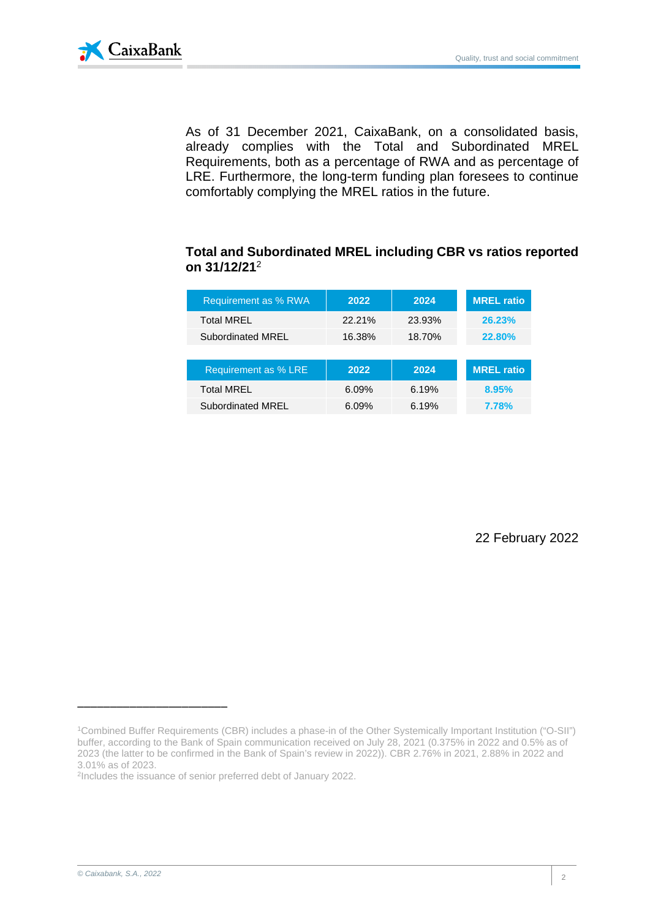As of 31 December 2021, CaixaBank, on a consolidated basis, already complies with the Total and Subordinated MREL Requirements, both as a percentage of RWA and as percentage of LRE. Furthermore, the long-term funding plan foresees to continue comfortably complying the MREL ratios in the future.

### Total and Subordinated MREL including CBR vs ratios reported on 31/12/21[2]

| Requirement as % RWA | 2022 | 2024 | MREL ratio |
|---|---|---|---|
| Total MREL | 22.21% | 23.93% | **26.23%** |
| Subordinated MREL | 16.38% | 18.70% | **22.80%** |

| Requirement as % LRE | 2022 | 2024 | MREL ratio |
|---|---|---|---|
| Total MREL | 6.09% | 6.19% | **8.95%** |
| Subordinated MREL | 6.09% | 6.19% | **7.78%** |

22 February 2022

---

[1]Combined Buffer Requirements (CBR) includes a phase-in of the Other Systemically Important Institution ("O-SII") buffer, according to the Bank of Spain communication received on July 28, 2021 (0.375% in 2022 and 0.5% as of 2023 (the latter to be confirmed in the Bank of Spain's review in 2022)). CBR 2.76% in 2021, 2.88% in 2022 and 3.01% as of 2023.

[2]Includes the issuance of senior preferred debt of January 2022.